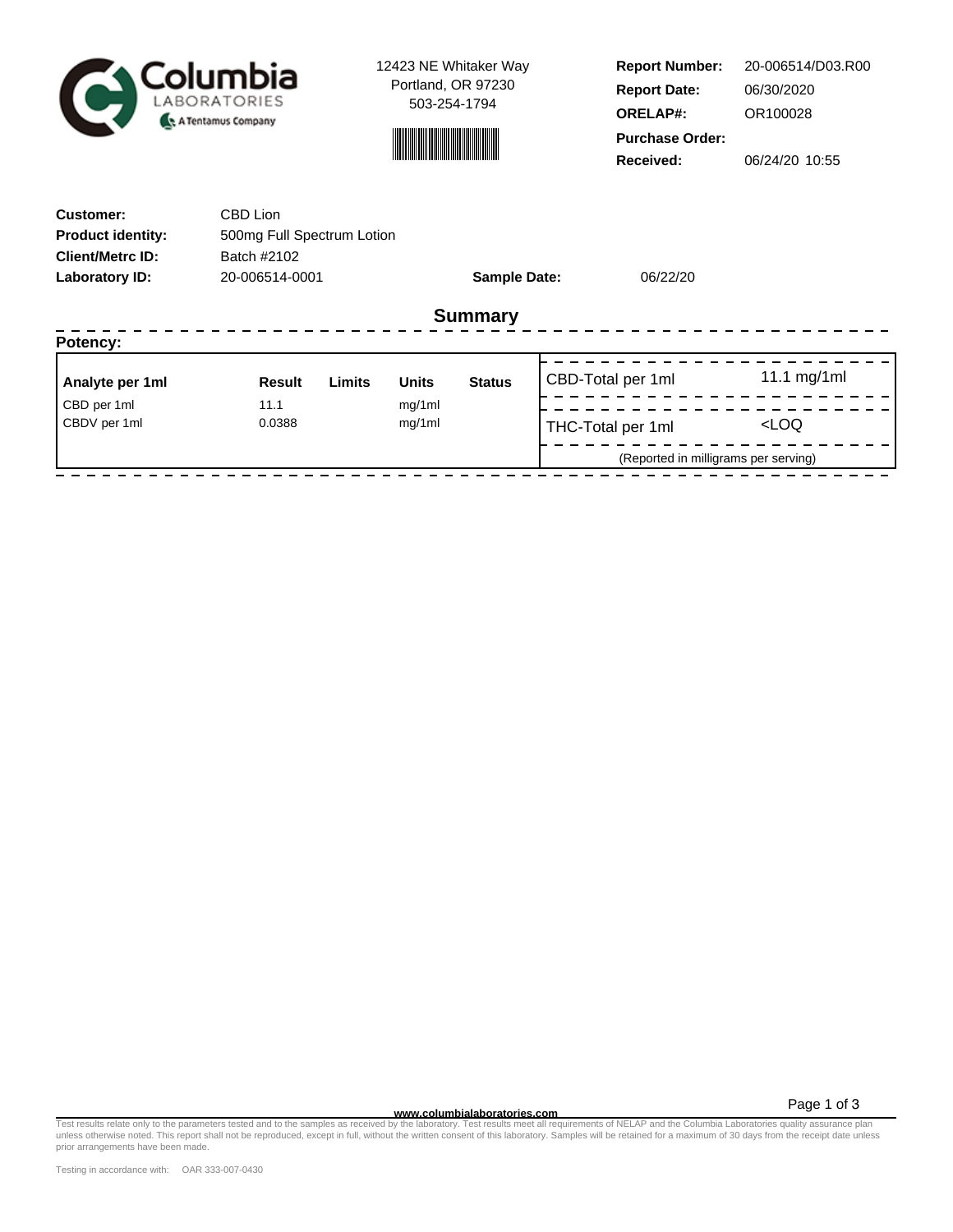Columbia Laboratories — A Tentamus Company

12423 NE Whitaker Way
Portland, OR 97230
503-254-1794

**Report Number:** 20-006514/D03.R00
**Report Date:** 06/30/2020
**ORELAP#:** OR100028
**Purchase Order:**
**Received:** 06/24/20 10:55

**Customer:** CBD Lion
**Product identity:** 500mg Full Spectrum Lotion
**Client/Metrc ID:** Batch #2102
**Laboratory ID:** 20-006514-0001
**Sample Date:** 06/22/20

## Summary

**Potency:**

| Analyte per 1ml | Result | Limits | Units | Status |
|---|---|---|---|---|
| CBD per 1ml | 11.1 | | mg/1ml | |
| CBDV per 1ml | 0.0388 | | mg/1ml | |

| | |
|---|---|
| CBD-Total per 1ml | 11.1 mg/1ml |
| THC-Total per 1ml | <LOQ |

(Reported in milligrams per serving)

www.columbialaboratories.com

Test results relate only to the parameters tested and to the samples as received by the laboratory. Test results meet all requirements of NELAP and the Columbia Laboratories quality assurance plan unless otherwise noted. This report shall not be reproduced, except in full, without the written consent of this laboratory. Samples will be retained for a maximum of 30 days from the receipt date unless prior arrangements have been made.

Testing in accordance with: OAR 333-007-0430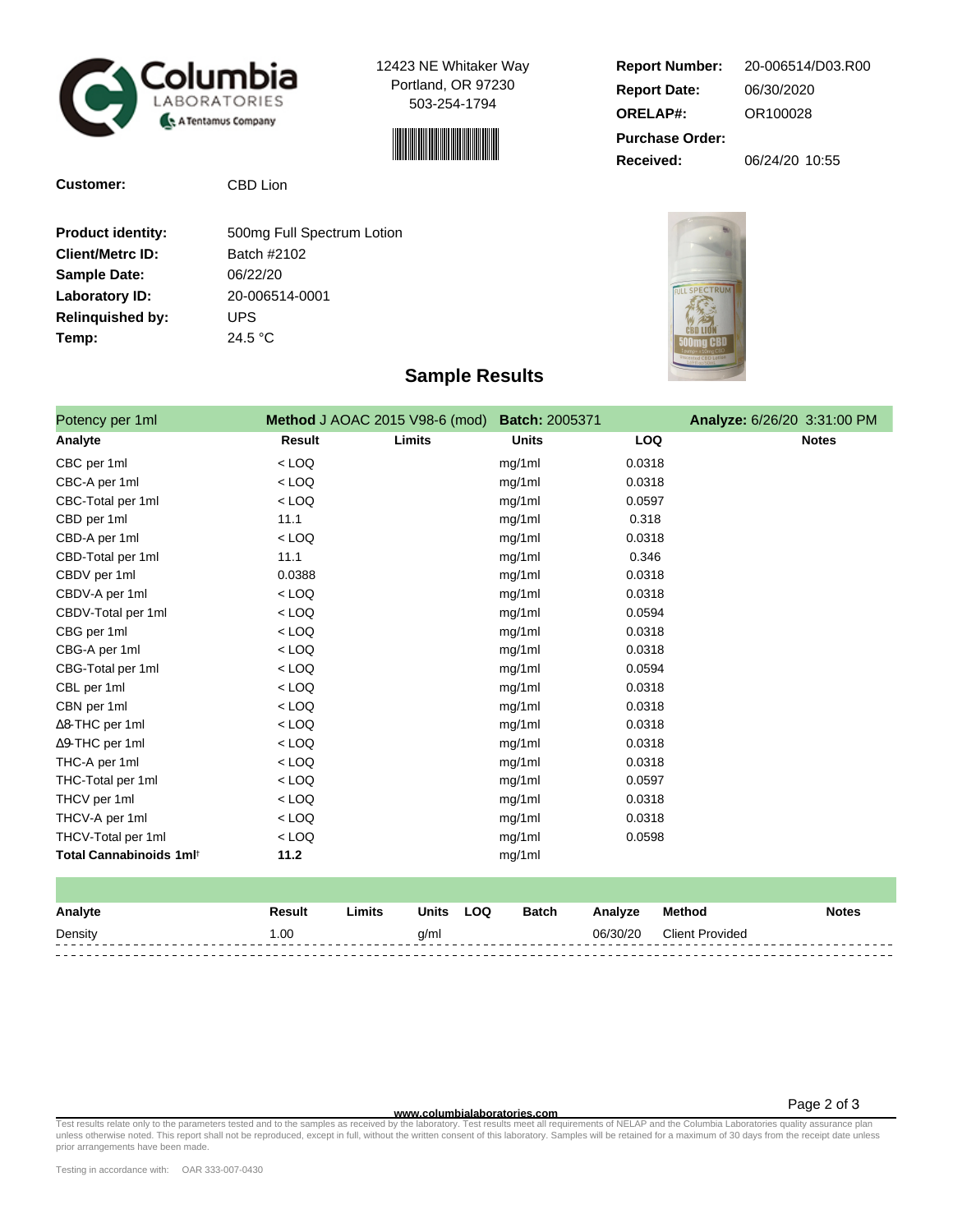Columbia Laboratories — A Tentamus Company

12423 NE Whitaker Way
Portland, OR 97230
503-254-1794

**Report Number:** 20-006514/D03.R00
**Report Date:** 06/30/2020
**ORELAP#:** OR100028
**Purchase Order:**
**Received:** 06/24/20 10:55

**Customer:** CBD Lion

**Product identity:** 500mg Full Spectrum Lotion
**Client/Metrc ID:** Batch #2102
**Sample Date:** 06/22/20
**Laboratory ID:** 20-006514-0001
**Relinquished by:** UPS
**Temp:** 24.5 °C

## Sample Results

Potency per 1ml — **Method** J AOAC 2015 V98-6 (mod) — **Batch:** 2005371 — **Analyze:** 6/26/20 3:31:00 PM

| Analyte | Result | Limits | Units | LOQ | Notes |
|---|---|---|---|---|---|
| CBC per 1ml | < LOQ | | mg/1ml | 0.0318 | |
| CBC-A per 1ml | < LOQ | | mg/1ml | 0.0318 | |
| CBC-Total per 1ml | < LOQ | | mg/1ml | 0.0597 | |
| CBD per 1ml | 11.1 | | mg/1ml | 0.318 | |
| CBD-A per 1ml | < LOQ | | mg/1ml | 0.0318 | |
| CBD-Total per 1ml | 11.1 | | mg/1ml | 0.346 | |
| CBDV per 1ml | 0.0388 | | mg/1ml | 0.0318 | |
| CBDV-A per 1ml | < LOQ | | mg/1ml | 0.0318 | |
| CBDV-Total per 1ml | < LOQ | | mg/1ml | 0.0594 | |
| CBG per 1ml | < LOQ | | mg/1ml | 0.0318 | |
| CBG-A per 1ml | < LOQ | | mg/1ml | 0.0318 | |
| CBG-Total per 1ml | < LOQ | | mg/1ml | 0.0594 | |
| CBL per 1ml | < LOQ | | mg/1ml | 0.0318 | |
| CBN per 1ml | < LOQ | | mg/1ml | 0.0318 | |
| Δ8-THC per 1ml | < LOQ | | mg/1ml | 0.0318 | |
| Δ9-THC per 1ml | < LOQ | | mg/1ml | 0.0318 | |
| THC-A per 1ml | < LOQ | | mg/1ml | 0.0318 | |
| THC-Total per 1ml | < LOQ | | mg/1ml | 0.0597 | |
| THCV per 1ml | < LOQ | | mg/1ml | 0.0318 | |
| THCV-A per 1ml | < LOQ | | mg/1ml | 0.0318 | |
| THCV-Total per 1ml | < LOQ | | mg/1ml | 0.0598 | |
| **Total Cannabinoids 1ml†** | **11.2** | | mg/1ml | | |

| Analyte | Result | Limits | Units | LOQ | Batch | Analyze | Method | Notes |
|---|---|---|---|---|---|---|---|---|
| Density | 1.00 | | g/ml | | | 06/30/20 | Client Provided | |

www.columbialaboratories.com

Test results relate only to the parameters tested and to the samples as received by the laboratory. Test results meet all requirements of NELAP and the Columbia Laboratories quality assurance plan unless otherwise noted. This report shall not be reproduced, except in full, without the written consent of this laboratory. Samples will be retained for a maximum of 30 days from the receipt date unless prior arrangements have been made.

Testing in accordance with: OAR 333-007-0430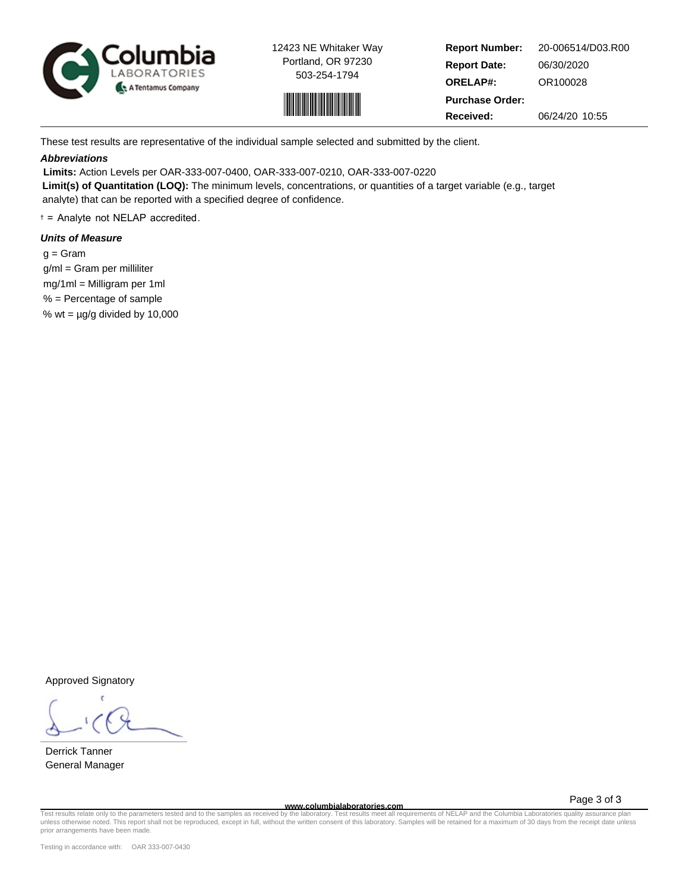12423 NE Whitaker Way
Portland, OR 97230
503-254-1794

| | |
|---|---|
| **Report Number:** | 20-006514/D03.R00 |
| **Report Date:** | 06/30/2020 |
| **ORELAP#:** | OR100028 |
| **Purchase Order:** | |
| **Received:** | 06/24/20 10:55 |

These test results are representative of the individual sample selected and submitted by the client.

***Abbreviations***

**Limits:** Action Levels per OAR-333-007-0400, OAR-333-007-0210, OAR-333-007-0220

**Limit(s) of Quantitation (LOQ):** The minimum levels, concentrations, or quantities of a target variable (e.g., target analyte) that can be reported with a specified degree of confidence.

† = Analyte not NELAP accredited.

***Units of Measure***

g = Gram
g/ml = Gram per milliliter
mg/1ml = Milligram per 1ml
% = Percentage of sample
% wt = µg/g divided by 10,000

Approved Signatory

Derrick Tanner
General Manager

www.columbialaboratories.com

Test results relate only to the parameters tested and to the samples as received by the laboratory. Test results meet all requirements of NELAP and the Columbia Laboratories quality assurance plan unless otherwise noted. This report shall not be reproduced, except in full, without the written consent of this laboratory. Samples will be retained for a maximum of 30 days from the receipt date unless prior arrangements have been made.

Testing in accordance with: OAR 333-007-0430